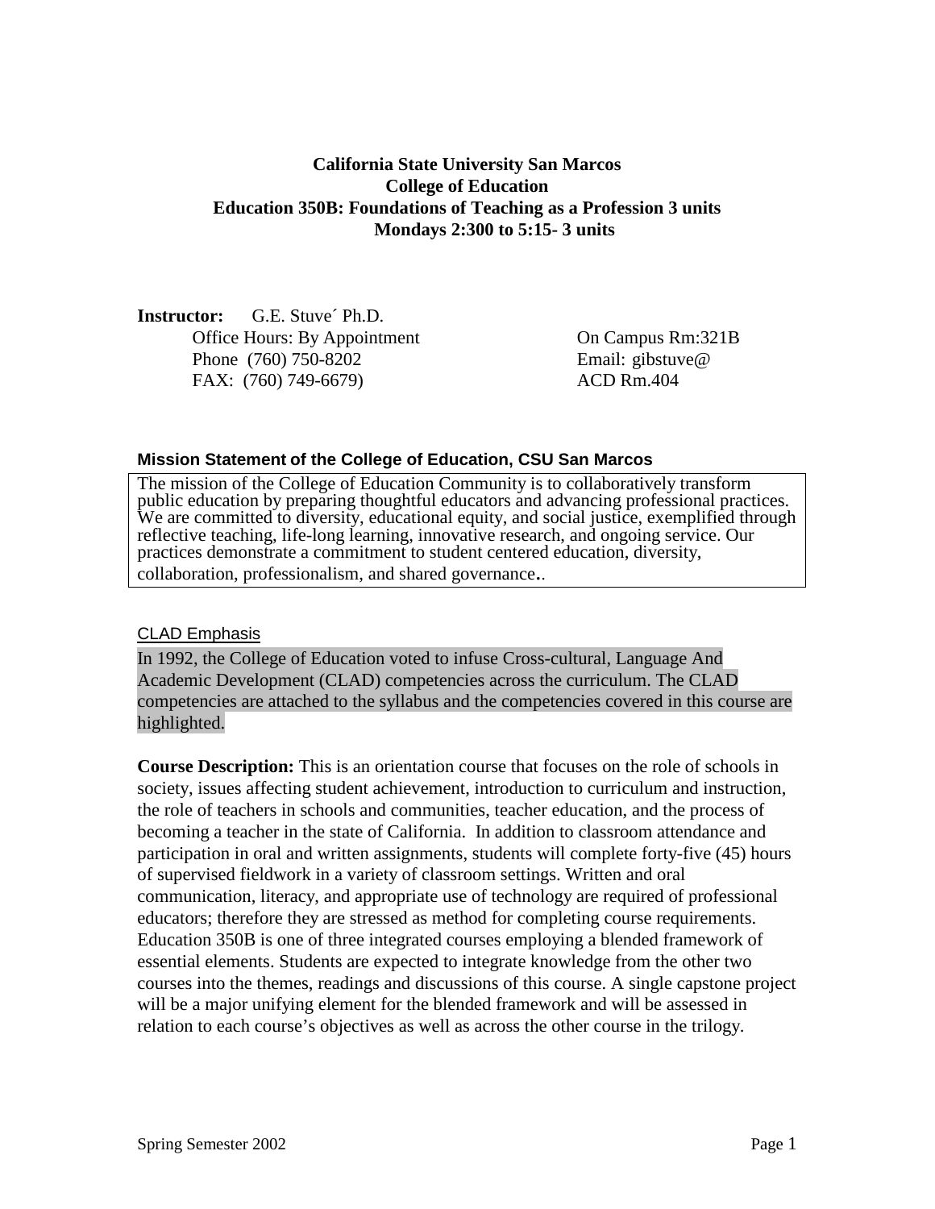**California State University San Marcos**
**College of Education**
**Education 350B: Foundations of Teaching as a Profession 3 units**
**Mondays 2:300 to 5:15- 3 units**

**Instructor:** G.E. Stuve´ Ph.D.

Office Hours: By Appointment
Phone (760) 750-8202
FAX: (760) 749-6679)

On Campus Rm:321B
Email: gibstuve@
ACD Rm.404

### Mission Statement of the College of Education, CSU San Marcos

The mission of the College of Education Community is to collaboratively transform public education by preparing thoughtful educators and advancing professional practices. We are committed to diversity, educational equity, and social justice, exemplified through reflective teaching, life-long learning, innovative research, and ongoing service. Our practices demonstrate a commitment to student centered education, diversity, collaboration, professionalism, and shared governance..

CLAD Emphasis

In 1992, the College of Education voted to infuse Cross-cultural, Language And Academic Development (CLAD) competencies across the curriculum. The CLAD competencies are attached to the syllabus and the competencies covered in this course are highlighted.

**Course Description:** This is an orientation course that focuses on the role of schools in society, issues affecting student achievement, introduction to curriculum and instruction, the role of teachers in schools and communities, teacher education, and the process of becoming a teacher in the state of California. In addition to classroom attendance and participation in oral and written assignments, students will complete forty-five (45) hours of supervised fieldwork in a variety of classroom settings. Written and oral communication, literacy, and appropriate use of technology are required of professional educators; therefore they are stressed as method for completing course requirements. Education 350B is one of three integrated courses employing a blended framework of essential elements. Students are expected to integrate knowledge from the other two courses into the themes, readings and discussions of this course. A single capstone project will be a major unifying element for the blended framework and will be assessed in relation to each course's objectives as well as across the other course in the trilogy.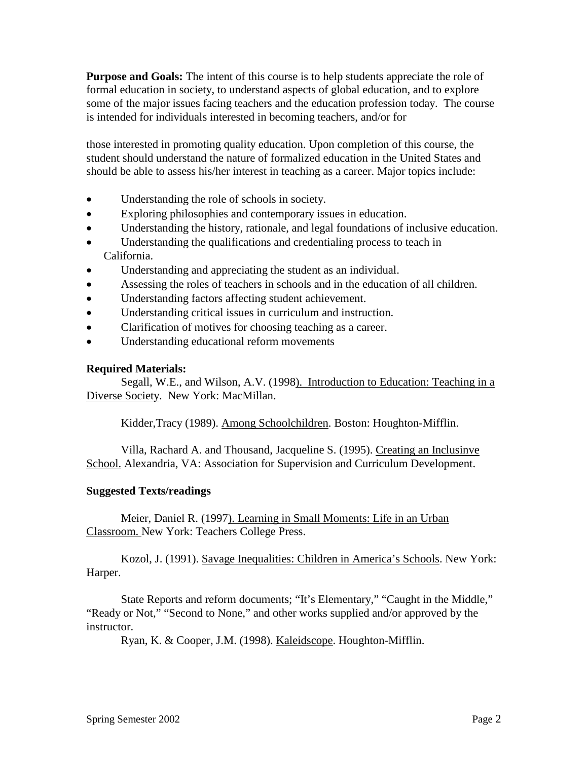**Purpose and Goals:** The intent of this course is to help students appreciate the role of formal education in society, to understand aspects of global education, and to explore some of the major issues facing teachers and the education profession today. The course is intended for individuals interested in becoming teachers, and/or for

those interested in promoting quality education. Upon completion of this course, the student should understand the nature of formalized education in the United States and should be able to assess his/her interest in teaching as a career. Major topics include:

- Understanding the role of schools in society.
- Exploring philosophies and contemporary issues in education.
- Understanding the history, rationale, and legal foundations of inclusive education.
- Understanding the qualifications and credentialing process to teach in California.
- Understanding and appreciating the student as an individual.
- Assessing the roles of teachers in schools and in the education of all children.
- Understanding factors affecting student achievement.
- Understanding critical issues in curriculum and instruction.
- Clarification of motives for choosing teaching as a career.
- Understanding educational reform movements

**Required Materials:**

Segall, W.E., and Wilson, A.V. (1998). Introduction to Education: Teaching in a Diverse Society. New York: MacMillan.

Kidder,Tracy (1989). Among Schoolchildren. Boston: Houghton-Mifflin.

Villa, Rachard A. and Thousand, Jacqueline S. (1995). Creating an Inclusinve School. Alexandria, VA: Association for Supervision and Curriculum Development.

**Suggested Texts/readings**

Meier, Daniel R. (1997). Learning in Small Moments: Life in an Urban Classroom. New York: Teachers College Press.

Kozol, J. (1991). Savage Inequalities: Children in America's Schools. New York: Harper.

State Reports and reform documents; "It's Elementary," "Caught in the Middle," "Ready or Not," "Second to None," and other works supplied and/or approved by the instructor.

Ryan, K. & Cooper, J.M. (1998). Kaleidscope. Houghton-Mifflin.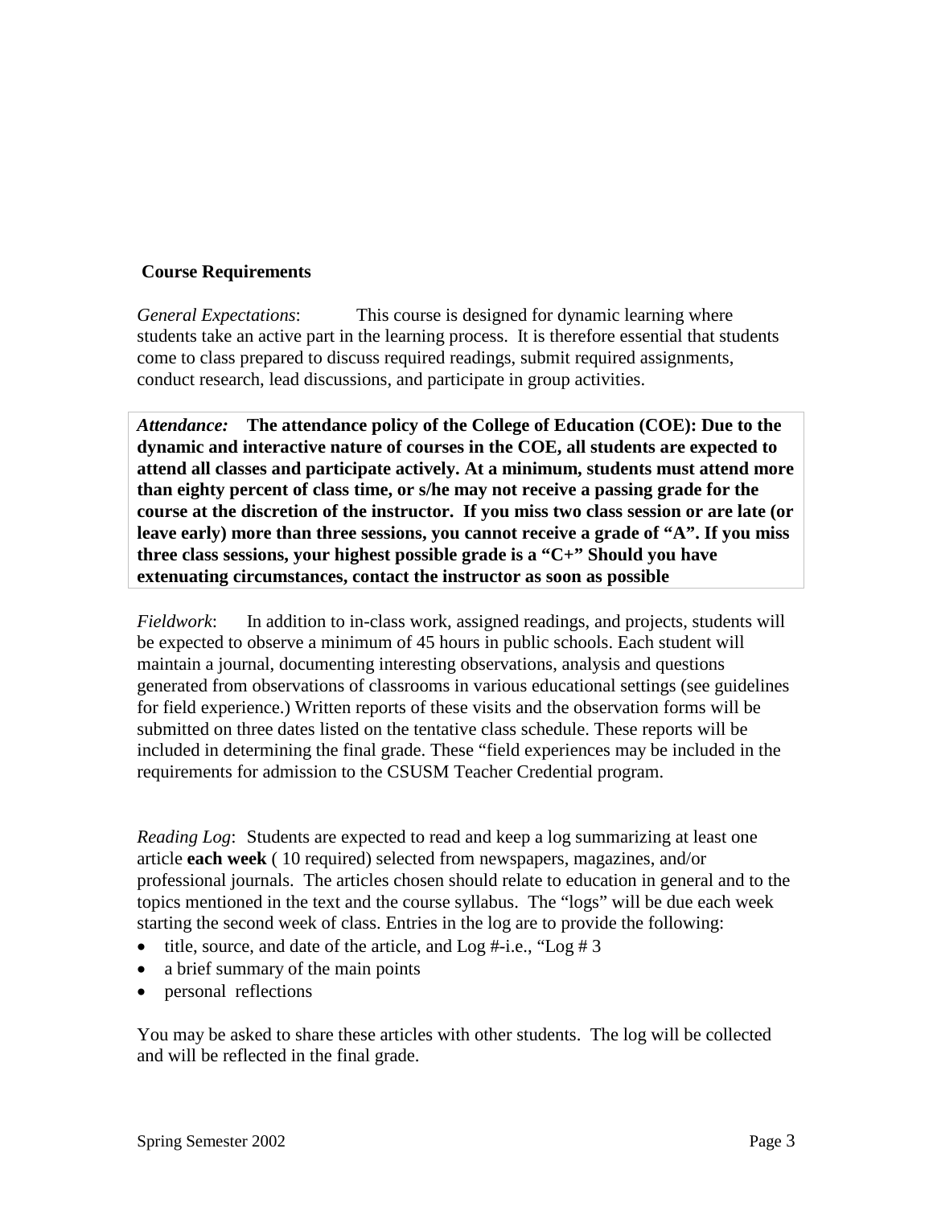## Course Requirements

*General Expectations*: This course is designed for dynamic learning where students take an active part in the learning process. It is therefore essential that students come to class prepared to discuss required readings, submit required assignments, conduct research, lead discussions, and participate in group activities.

*Attendance:* **The attendance policy of the College of Education (COE): Due to the dynamic and interactive nature of courses in the COE, all students are expected to attend all classes and participate actively. At a minimum, students must attend more than eighty percent of class time, or s/he may not receive a passing grade for the course at the discretion of the instructor. If you miss two class session or are late (or leave early) more than three sessions, you cannot receive a grade of "A". If you miss three class sessions, your highest possible grade is a "C+" Should you have extenuating circumstances, contact the instructor as soon as possible**

*Fieldwork*: In addition to in-class work, assigned readings, and projects, students will be expected to observe a minimum of 45 hours in public schools. Each student will maintain a journal, documenting interesting observations, analysis and questions generated from observations of classrooms in various educational settings (see guidelines for field experience.) Written reports of these visits and the observation forms will be submitted on three dates listed on the tentative class schedule. These reports will be included in determining the final grade. These "field experiences may be included in the requirements for admission to the CSUSM Teacher Credential program.

*Reading Log*: Students are expected to read and keep a log summarizing at least one article **each week** ( 10 required) selected from newspapers, magazines, and/or professional journals. The articles chosen should relate to education in general and to the topics mentioned in the text and the course syllabus. The "logs" will be due each week starting the second week of class. Entries in the log are to provide the following:

- title, source, and date of the article, and Log #-i.e., "Log # 3
- a brief summary of the main points
- personal reflections

You may be asked to share these articles with other students. The log will be collected and will be reflected in the final grade.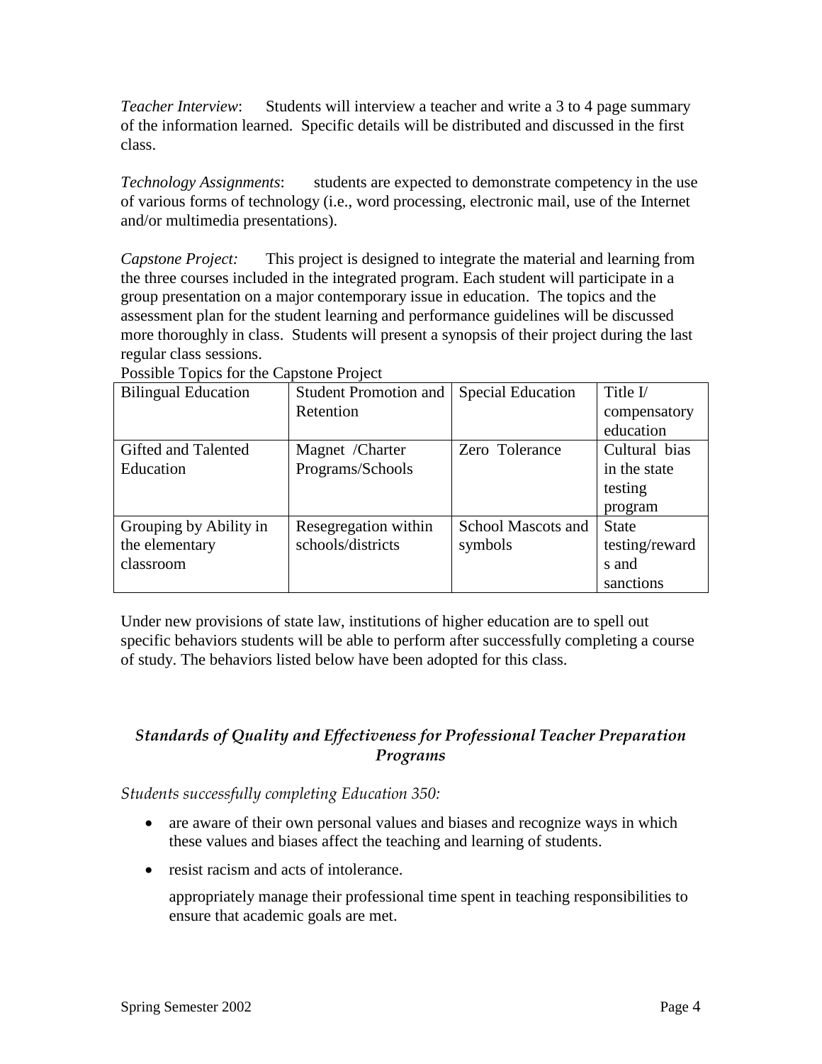*Teacher Interview*: Students will interview a teacher and write a 3 to 4 page summary of the information learned. Specific details will be distributed and discussed in the first class.

*Technology Assignments*: students are expected to demonstrate competency in the use of various forms of technology (i.e., word processing, electronic mail, use of the Internet and/or multimedia presentations).

*Capstone Project:* This project is designed to integrate the material and learning from the three courses included in the integrated program. Each student will participate in a group presentation on a major contemporary issue in education. The topics and the assessment plan for the student learning and performance guidelines will be discussed more thoroughly in class. Students will present a synopsis of their project during the last regular class sessions.

Possible Topics for the Capstone Project

| | | | |
|---|---|---|---|
| Bilingual Education | Student Promotion and Retention | Special Education | Title I/ compensatory education |
| Gifted and Talented Education | Magnet /Charter Programs/Schools | Zero Tolerance | Cultural bias in the state testing program |
| Grouping by Ability in the elementary classroom | Resegregation within schools/districts | School Mascots and symbols | State testing/rewards and sanctions |

Under new provisions of state law, institutions of higher education are to spell out specific behaviors students will be able to perform after successfully completing a course of study. The behaviors listed below have been adopted for this class.

## *Standards of Quality and Effectiveness for Professional Teacher Preparation Programs*

*Students successfully completing Education 350:*

- are aware of their own personal values and biases and recognize ways in which these values and biases affect the teaching and learning of students.
- resist racism and acts of intolerance.

  appropriately manage their professional time spent in teaching responsibilities to ensure that academic goals are met.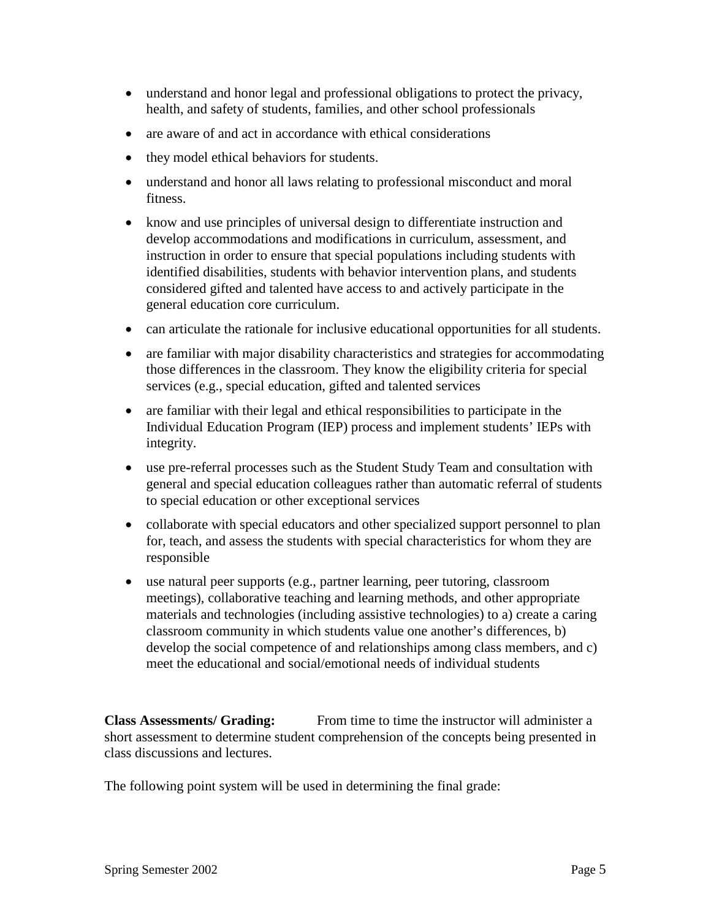- understand and honor legal and professional obligations to protect the privacy, health, and safety of students, families, and other school professionals
- are aware of and act in accordance with ethical considerations
- they model ethical behaviors for students.
- understand and honor all laws relating to professional misconduct and moral fitness.
- know and use principles of universal design to differentiate instruction and develop accommodations and modifications in curriculum, assessment, and instruction in order to ensure that special populations including students with identified disabilities, students with behavior intervention plans, and students considered gifted and talented have access to and actively participate in the general education core curriculum.
- can articulate the rationale for inclusive educational opportunities for all students.
- are familiar with major disability characteristics and strategies for accommodating those differences in the classroom. They know the eligibility criteria for special services (e.g., special education, gifted and talented services
- are familiar with their legal and ethical responsibilities to participate in the Individual Education Program (IEP) process and implement students' IEPs with integrity.
- use pre-referral processes such as the Student Study Team and consultation with general and special education colleagues rather than automatic referral of students to special education or other exceptional services
- collaborate with special educators and other specialized support personnel to plan for, teach, and assess the students with special characteristics for whom they are responsible
- use natural peer supports (e.g., partner learning, peer tutoring, classroom meetings), collaborative teaching and learning methods, and other appropriate materials and technologies (including assistive technologies) to a) create a caring classroom community in which students value one another's differences, b) develop the social competence of and relationships among class members, and c) meet the educational and social/emotional needs of individual students

**Class Assessments/ Grading:** From time to time the instructor will administer a short assessment to determine student comprehension of the concepts being presented in class discussions and lectures.

The following point system will be used in determining the final grade: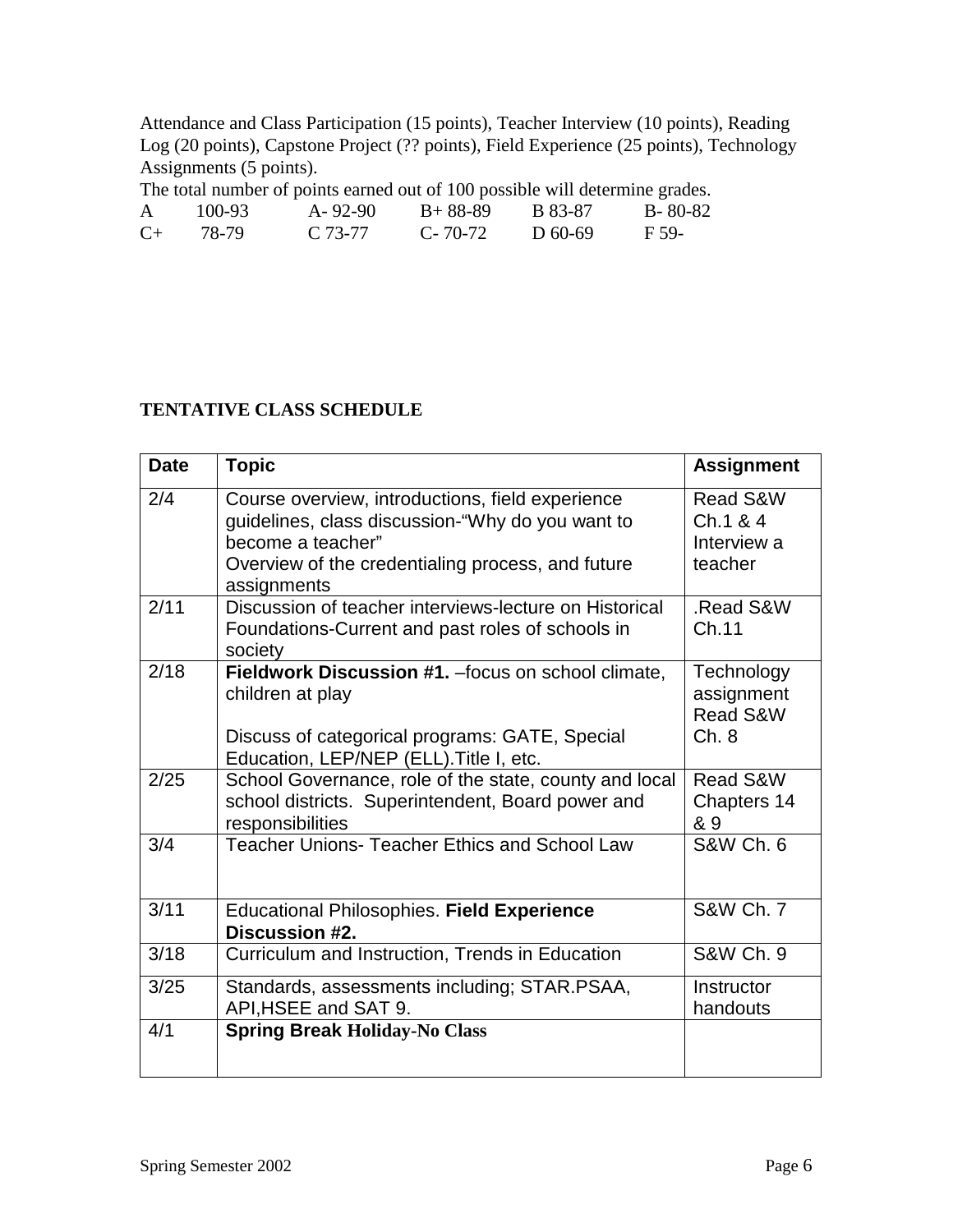Attendance and Class Participation (15 points), Teacher Interview (10 points), Reading Log (20 points), Capstone Project (?? points), Field Experience (25 points), Technology Assignments (5 points).

The total number of points earned out of 100 possible will determine grades.

| | | | | | |
|---|---|---|---|---|---|
| A | 100-93 | A- 92-90 | B+ 88-89 | B 83-87 | B- 80-82 |
| C+ | 78-79 | C 73-77 | C- 70-72 | D 60-69 | F 59- |

**TENTATIVE CLASS SCHEDULE**

| Date | Topic | Assignment |
|---|---|---|
| 2/4 | Course overview, introductions, field experience guidelines, class discussion-"Why do you want to become a teacher"<br>Overview of the credentialing process, and future assignments | Read S&W Ch.1 & 4<br>Interview a teacher |
| 2/11 | Discussion of teacher interviews-lecture on Historical Foundations-Current and past roles of schools in society | .Read S&W Ch.11 |
| 2/18 | **Fieldwork Discussion #1.** –focus on school climate, children at play<br><br>Discuss of categorical programs: GATE, Special Education, LEP/NEP (ELL).Title I, etc. | Technology assignment<br>Read S&W Ch. 8 |
| 2/25 | School Governance, role of the state, county and local school districts. Superintendent, Board power and responsibilities | Read S&W Chapters 14 & 9 |
| 3/4 | Teacher Unions- Teacher Ethics and School Law | S&W Ch. 6 |
| 3/11 | Educational Philosophies. **Field Experience Discussion #2.** | S&W Ch. 7 |
| 3/18 | Curriculum and Instruction, Trends in Education | S&W Ch. 9 |
| 3/25 | Standards, assessments including; STAR.PSAA, API,HSEE and SAT 9. | Instructor handouts |
| 4/1 | **Spring Break Holiday-No Class** | |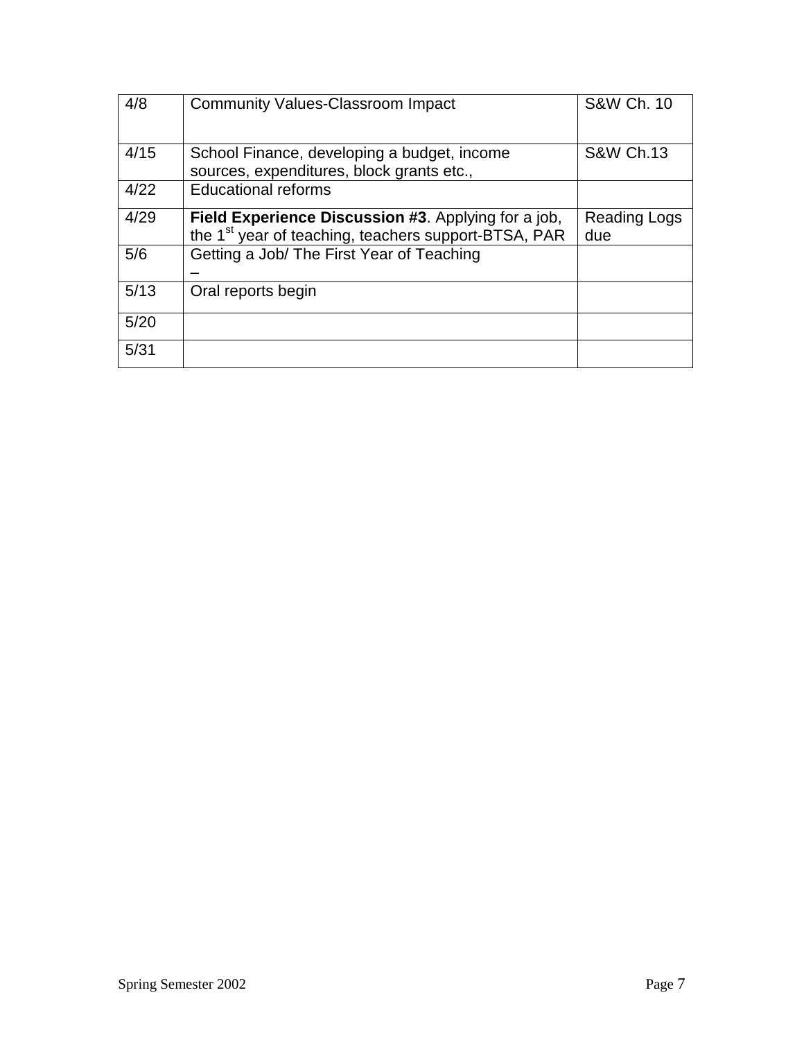| | | |
|---|---|---|
| 4/8 | Community Values-Classroom Impact | S&W Ch. 10 |
| 4/15 | School Finance, developing a budget, income sources, expenditures, block grants etc., | S&W Ch.13 |
| 4/22 | Educational reforms | |
| 4/29 | **Field Experience Discussion #3**. Applying for a job, the 1st year of teaching, teachers support-BTSA, PAR | Reading Logs due |
| 5/6 | Getting a Job/ The First Year of Teaching – | |
| 5/13 | Oral reports begin | |
| 5/20 | | |
| 5/31 | | |